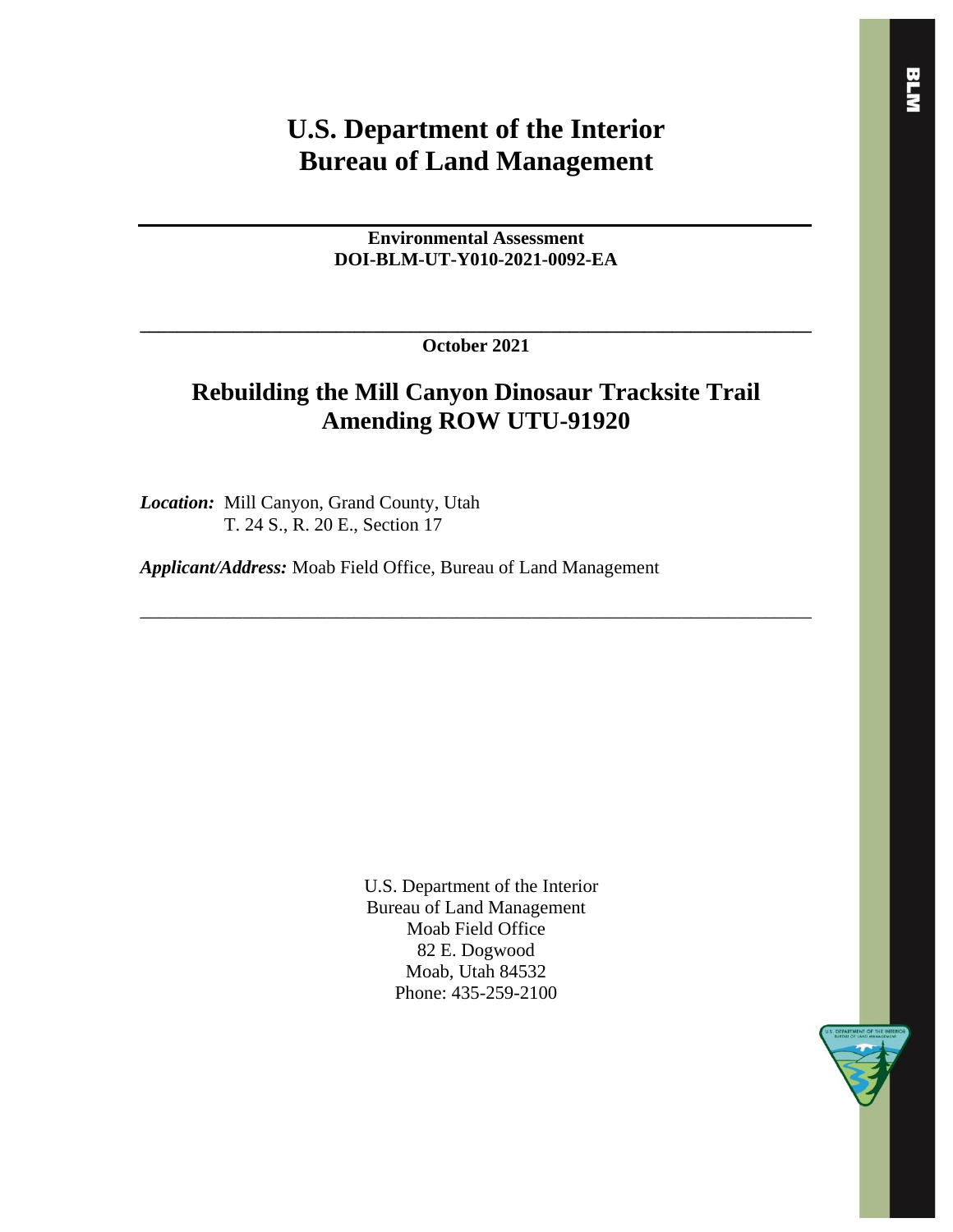# U.S. Department of the Interior
# Bureau of Land Management

---

**Environmental Assessment**
**DOI-BLM-UT-Y010-2021-0092-EA**

---

**October 2021**

## Rebuilding the Mill Canyon Dinosaur Tracksite Trail
## Amending ROW UTU-91920

***Location:*** Mill Canyon, Grand County, Utah
T. 24 S., R. 20 E., Section 17

***Applicant/Address:*** Moab Field Office, Bureau of Land Management

---

U.S. Department of the Interior
Bureau of Land Management
Moab Field Office
82 E. Dogwood
Moab, Utah 84532
Phone: 435-259-2100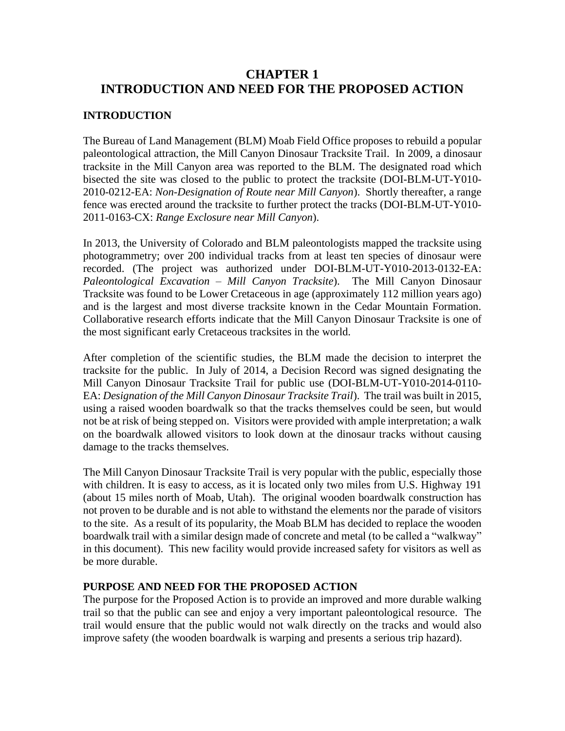# CHAPTER 1
# INTRODUCTION AND NEED FOR THE PROPOSED ACTION

## INTRODUCTION

The Bureau of Land Management (BLM) Moab Field Office proposes to rebuild a popular paleontological attraction, the Mill Canyon Dinosaur Tracksite Trail. In 2009, a dinosaur tracksite in the Mill Canyon area was reported to the BLM. The designated road which bisected the site was closed to the public to protect the tracksite (DOI-BLM-UT-Y010-2010-0212-EA: *Non-Designation of Route near Mill Canyon*). Shortly thereafter, a range fence was erected around the tracksite to further protect the tracks (DOI-BLM-UT-Y010-2011-0163-CX: *Range Exclosure near Mill Canyon*).

In 2013, the University of Colorado and BLM paleontologists mapped the tracksite using photogrammetry; over 200 individual tracks from at least ten species of dinosaur were recorded. (The project was authorized under DOI-BLM-UT-Y010-2013-0132-EA: *Paleontological Excavation – Mill Canyon Tracksite*). The Mill Canyon Dinosaur Tracksite was found to be Lower Cretaceous in age (approximately 112 million years ago) and is the largest and most diverse tracksite known in the Cedar Mountain Formation. Collaborative research efforts indicate that the Mill Canyon Dinosaur Tracksite is one of the most significant early Cretaceous tracksites in the world.

After completion of the scientific studies, the BLM made the decision to interpret the tracksite for the public. In July of 2014, a Decision Record was signed designating the Mill Canyon Dinosaur Tracksite Trail for public use (DOI-BLM-UT-Y010-2014-0110-EA: *Designation of the Mill Canyon Dinosaur Tracksite Trail*). The trail was built in 2015, using a raised wooden boardwalk so that the tracks themselves could be seen, but would not be at risk of being stepped on. Visitors were provided with ample interpretation; a walk on the boardwalk allowed visitors to look down at the dinosaur tracks without causing damage to the tracks themselves.

The Mill Canyon Dinosaur Tracksite Trail is very popular with the public, especially those with children. It is easy to access, as it is located only two miles from U.S. Highway 191 (about 15 miles north of Moab, Utah). The original wooden boardwalk construction has not proven to be durable and is not able to withstand the elements nor the parade of visitors to the site. As a result of its popularity, the Moab BLM has decided to replace the wooden boardwalk trail with a similar design made of concrete and metal (to be called a "walkway" in this document). This new facility would provide increased safety for visitors as well as be more durable.

## PURPOSE AND NEED FOR THE PROPOSED ACTION

The purpose for the Proposed Action is to provide an improved and more durable walking trail so that the public can see and enjoy a very important paleontological resource. The trail would ensure that the public would not walk directly on the tracks and would also improve safety (the wooden boardwalk is warping and presents a serious trip hazard).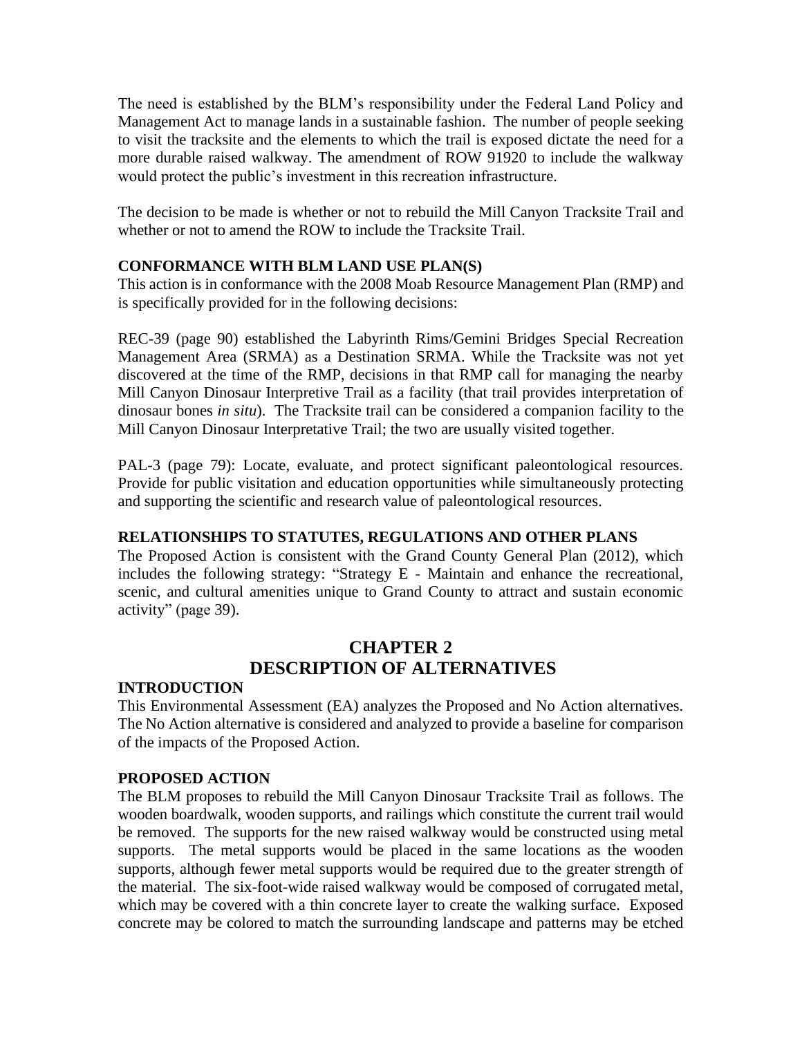The need is established by the BLM's responsibility under the Federal Land Policy and Management Act to manage lands in a sustainable fashion. The number of people seeking to visit the tracksite and the elements to which the trail is exposed dictate the need for a more durable raised walkway. The amendment of ROW 91920 to include the walkway would protect the public's investment in this recreation infrastructure.

The decision to be made is whether or not to rebuild the Mill Canyon Tracksite Trail and whether or not to amend the ROW to include the Tracksite Trail.

### CONFORMANCE WITH BLM LAND USE PLAN(S)

This action is in conformance with the 2008 Moab Resource Management Plan (RMP) and is specifically provided for in the following decisions:

REC-39 (page 90) established the Labyrinth Rims/Gemini Bridges Special Recreation Management Area (SRMA) as a Destination SRMA. While the Tracksite was not yet discovered at the time of the RMP, decisions in that RMP call for managing the nearby Mill Canyon Dinosaur Interpretive Trail as a facility (that trail provides interpretation of dinosaur bones *in situ*). The Tracksite trail can be considered a companion facility to the Mill Canyon Dinosaur Interpretative Trail; the two are usually visited together.

PAL-3 (page 79): Locate, evaluate, and protect significant paleontological resources. Provide for public visitation and education opportunities while simultaneously protecting and supporting the scientific and research value of paleontological resources.

### RELATIONSHIPS TO STATUTES, REGULATIONS AND OTHER PLANS

The Proposed Action is consistent with the Grand County General Plan (2012), which includes the following strategy: "Strategy E - Maintain and enhance the recreational, scenic, and cultural amenities unique to Grand County to attract and sustain economic activity" (page 39).

# CHAPTER 2
# DESCRIPTION OF ALTERNATIVES

### INTRODUCTION

This Environmental Assessment (EA) analyzes the Proposed and No Action alternatives. The No Action alternative is considered and analyzed to provide a baseline for comparison of the impacts of the Proposed Action.

### PROPOSED ACTION

The BLM proposes to rebuild the Mill Canyon Dinosaur Tracksite Trail as follows. The wooden boardwalk, wooden supports, and railings which constitute the current trail would be removed. The supports for the new raised walkway would be constructed using metal supports. The metal supports would be placed in the same locations as the wooden supports, although fewer metal supports would be required due to the greater strength of the material. The six-foot-wide raised walkway would be composed of corrugated metal, which may be covered with a thin concrete layer to create the walking surface. Exposed concrete may be colored to match the surrounding landscape and patterns may be etched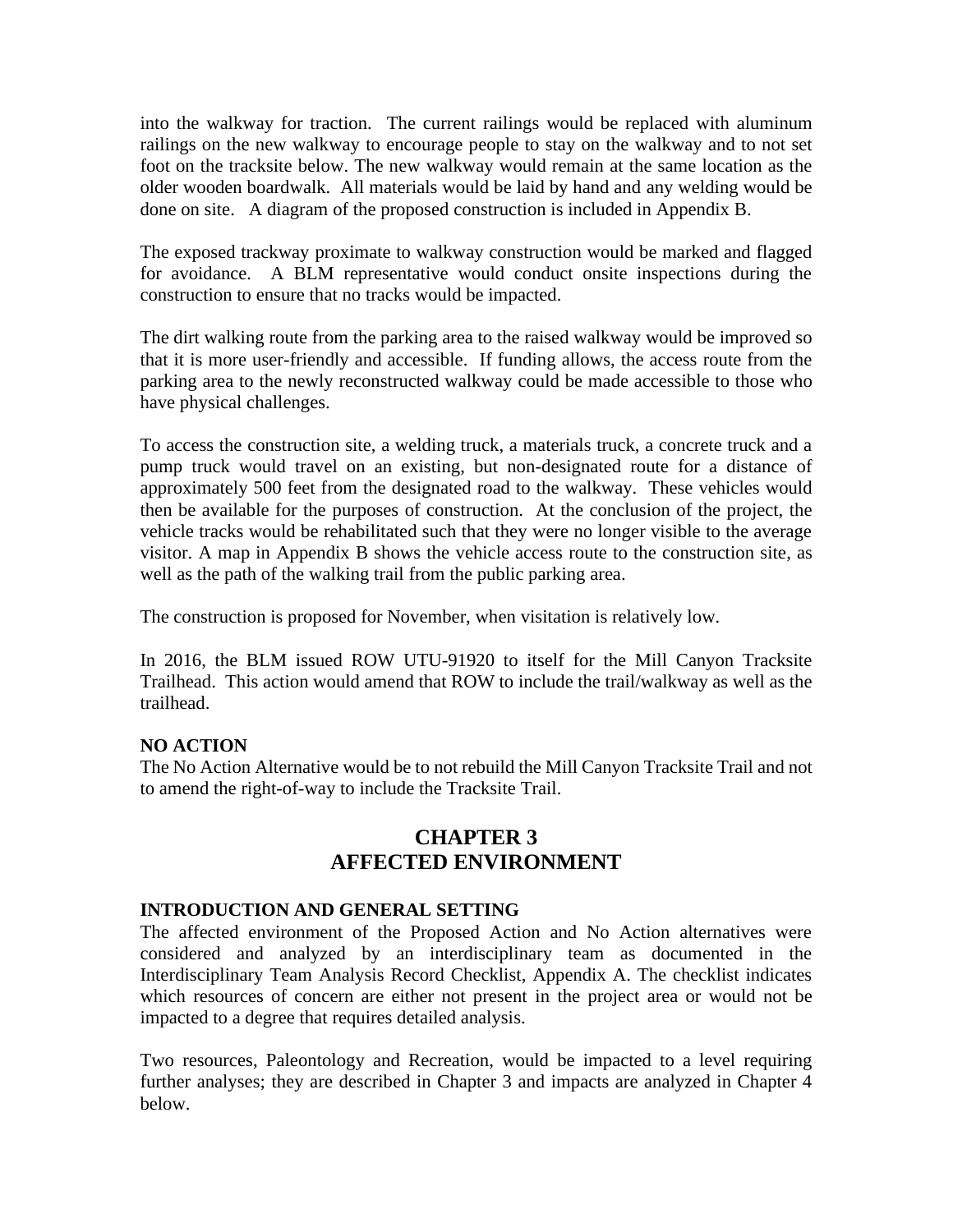into the walkway for traction. The current railings would be replaced with aluminum railings on the new walkway to encourage people to stay on the walkway and to not set foot on the tracksite below. The new walkway would remain at the same location as the older wooden boardwalk. All materials would be laid by hand and any welding would be done on site. A diagram of the proposed construction is included in Appendix B.

The exposed trackway proximate to walkway construction would be marked and flagged for avoidance. A BLM representative would conduct onsite inspections during the construction to ensure that no tracks would be impacted.

The dirt walking route from the parking area to the raised walkway would be improved so that it is more user-friendly and accessible. If funding allows, the access route from the parking area to the newly reconstructed walkway could be made accessible to those who have physical challenges.

To access the construction site, a welding truck, a materials truck, a concrete truck and a pump truck would travel on an existing, but non-designated route for a distance of approximately 500 feet from the designated road to the walkway. These vehicles would then be available for the purposes of construction. At the conclusion of the project, the vehicle tracks would be rehabilitated such that they were no longer visible to the average visitor. A map in Appendix B shows the vehicle access route to the construction site, as well as the path of the walking trail from the public parking area.

The construction is proposed for November, when visitation is relatively low.

In 2016, the BLM issued ROW UTU-91920 to itself for the Mill Canyon Tracksite Trailhead. This action would amend that ROW to include the trail/walkway as well as the trailhead.

**NO ACTION**

The No Action Alternative would be to not rebuild the Mill Canyon Tracksite Trail and not to amend the right-of-way to include the Tracksite Trail.

# CHAPTER 3
# AFFECTED ENVIRONMENT

**INTRODUCTION AND GENERAL SETTING**

The affected environment of the Proposed Action and No Action alternatives were considered and analyzed by an interdisciplinary team as documented in the Interdisciplinary Team Analysis Record Checklist, Appendix A. The checklist indicates which resources of concern are either not present in the project area or would not be impacted to a degree that requires detailed analysis.

Two resources, Paleontology and Recreation, would be impacted to a level requiring further analyses; they are described in Chapter 3 and impacts are analyzed in Chapter 4 below.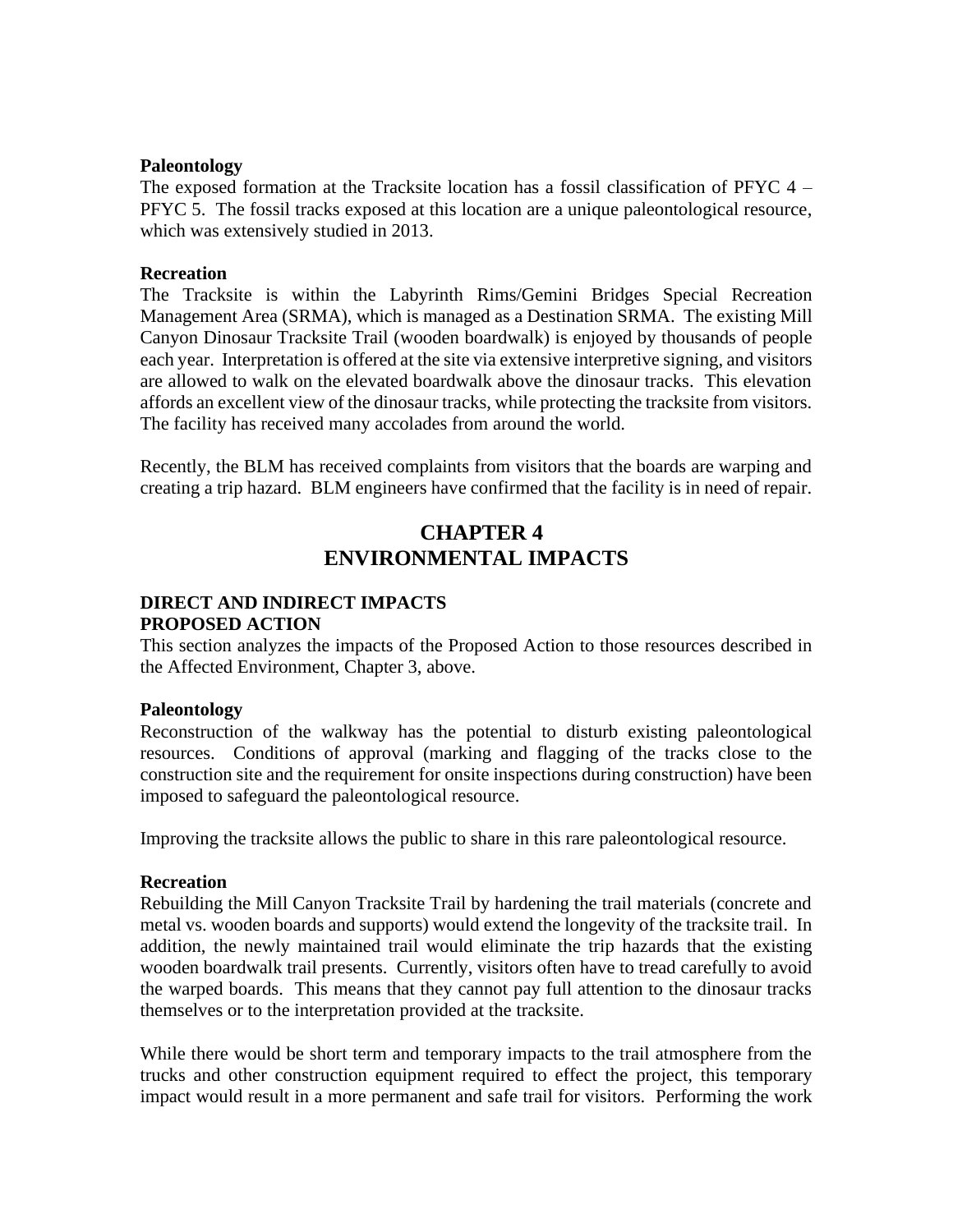**Paleontology**

The exposed formation at the Tracksite location has a fossil classification of PFYC 4 – PFYC 5. The fossil tracks exposed at this location are a unique paleontological resource, which was extensively studied in 2013.

**Recreation**

The Tracksite is within the Labyrinth Rims/Gemini Bridges Special Recreation Management Area (SRMA), which is managed as a Destination SRMA. The existing Mill Canyon Dinosaur Tracksite Trail (wooden boardwalk) is enjoyed by thousands of people each year. Interpretation is offered at the site via extensive interpretive signing, and visitors are allowed to walk on the elevated boardwalk above the dinosaur tracks. This elevation affords an excellent view of the dinosaur tracks, while protecting the tracksite from visitors. The facility has received many accolades from around the world.

Recently, the BLM has received complaints from visitors that the boards are warping and creating a trip hazard. BLM engineers have confirmed that the facility is in need of repair.

# CHAPTER 4
# ENVIRONMENTAL IMPACTS

**DIRECT AND INDIRECT IMPACTS**
**PROPOSED ACTION**

This section analyzes the impacts of the Proposed Action to those resources described in the Affected Environment, Chapter 3, above.

**Paleontology**

Reconstruction of the walkway has the potential to disturb existing paleontological resources. Conditions of approval (marking and flagging of the tracks close to the construction site and the requirement for onsite inspections during construction) have been imposed to safeguard the paleontological resource.

Improving the tracksite allows the public to share in this rare paleontological resource.

**Recreation**

Rebuilding the Mill Canyon Tracksite Trail by hardening the trail materials (concrete and metal vs. wooden boards and supports) would extend the longevity of the tracksite trail. In addition, the newly maintained trail would eliminate the trip hazards that the existing wooden boardwalk trail presents. Currently, visitors often have to tread carefully to avoid the warped boards. This means that they cannot pay full attention to the dinosaur tracks themselves or to the interpretation provided at the tracksite.

While there would be short term and temporary impacts to the trail atmosphere from the trucks and other construction equipment required to effect the project, this temporary impact would result in a more permanent and safe trail for visitors. Performing the work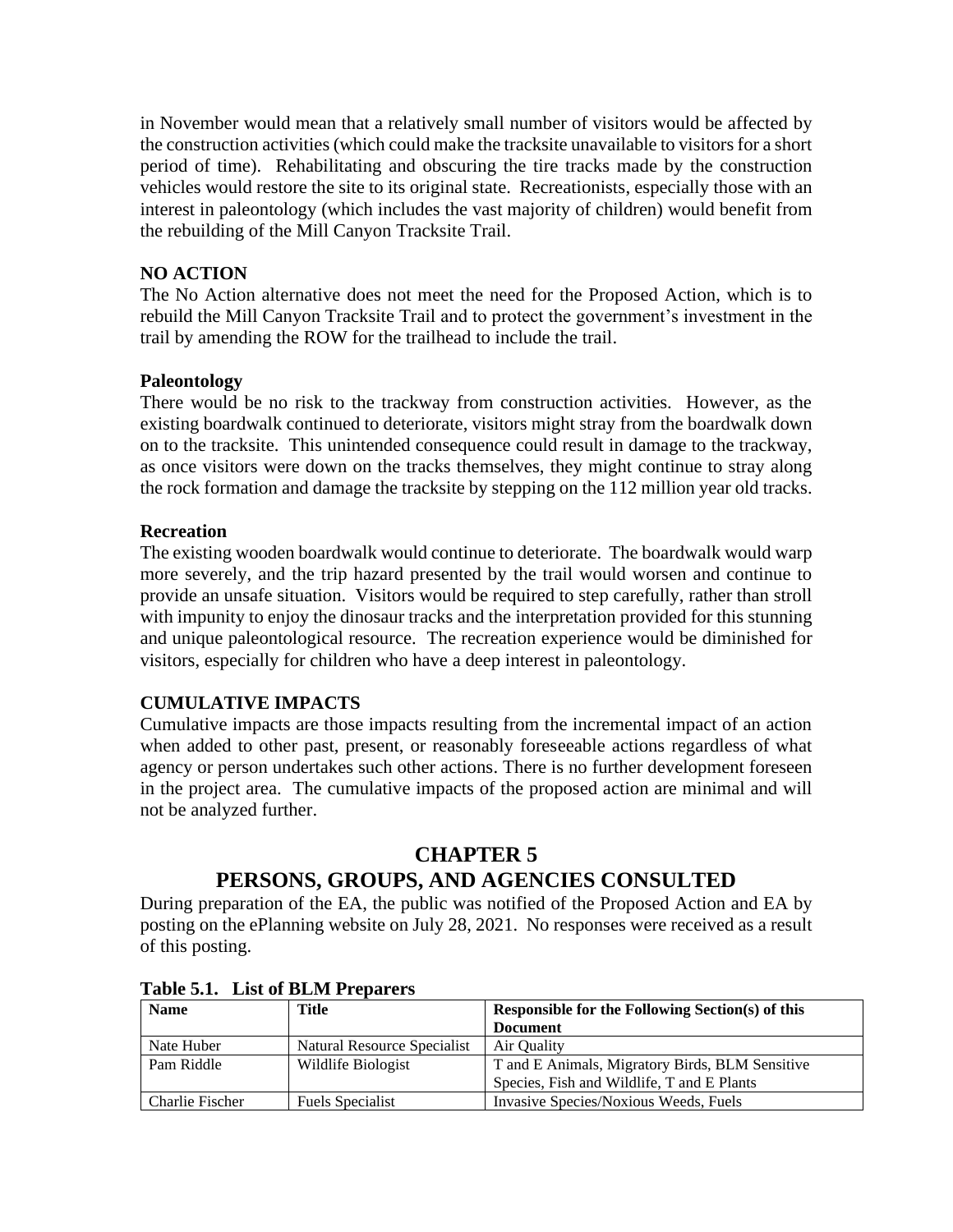in November would mean that a relatively small number of visitors would be affected by the construction activities (which could make the tracksite unavailable to visitors for a short period of time). Rehabilitating and obscuring the tire tracks made by the construction vehicles would restore the site to its original state. Recreationists, especially those with an interest in paleontology (which includes the vast majority of children) would benefit from the rebuilding of the Mill Canyon Tracksite Trail.

**NO ACTION**

The No Action alternative does not meet the need for the Proposed Action, which is to rebuild the Mill Canyon Tracksite Trail and to protect the government's investment in the trail by amending the ROW for the trailhead to include the trail.

**Paleontology**

There would be no risk to the trackway from construction activities. However, as the existing boardwalk continued to deteriorate, visitors might stray from the boardwalk down on to the tracksite. This unintended consequence could result in damage to the trackway, as once visitors were down on the tracks themselves, they might continue to stray along the rock formation and damage the tracksite by stepping on the 112 million year old tracks.

**Recreation**

The existing wooden boardwalk would continue to deteriorate. The boardwalk would warp more severely, and the trip hazard presented by the trail would worsen and continue to provide an unsafe situation. Visitors would be required to step carefully, rather than stroll with impunity to enjoy the dinosaur tracks and the interpretation provided for this stunning and unique paleontological resource. The recreation experience would be diminished for visitors, especially for children who have a deep interest in paleontology.

**CUMULATIVE IMPACTS**

Cumulative impacts are those impacts resulting from the incremental impact of an action when added to other past, present, or reasonably foreseeable actions regardless of what agency or person undertakes such other actions. There is no further development foreseen in the project area. The cumulative impacts of the proposed action are minimal and will not be analyzed further.

# CHAPTER 5
# PERSONS, GROUPS, AND AGENCIES CONSULTED

During preparation of the EA, the public was notified of the Proposed Action and EA by posting on the ePlanning website on July 28, 2021. No responses were received as a result of this posting.

**Table 5.1. List of BLM Preparers**

| Name | Title | Responsible for the Following Section(s) of this Document |
|---|---|---|
| Nate Huber | Natural Resource Specialist | Air Quality |
| Pam Riddle | Wildlife Biologist | T and E Animals, Migratory Birds, BLM Sensitive Species, Fish and Wildlife, T and E Plants |
| Charlie Fischer | Fuels Specialist | Invasive Species/Noxious Weeds, Fuels |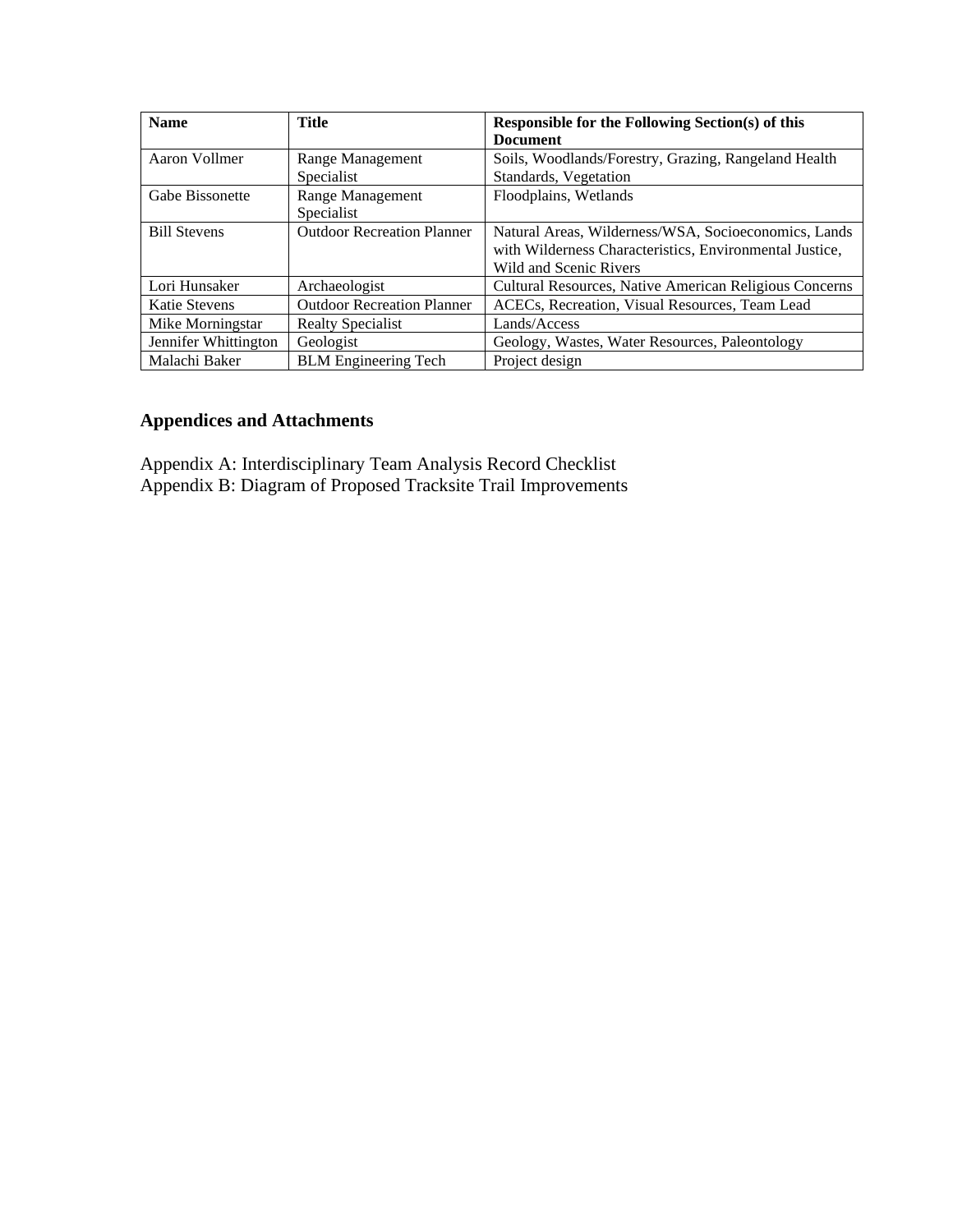| Name | Title | Responsible for the Following Section(s) of this Document |
|---|---|---|
| Aaron Vollmer | Range Management Specialist | Soils, Woodlands/Forestry, Grazing, Rangeland Health Standards, Vegetation |
| Gabe Bissonette | Range Management Specialist | Floodplains, Wetlands |
| Bill Stevens | Outdoor Recreation Planner | Natural Areas, Wilderness/WSA, Socioeconomics, Lands with Wilderness Characteristics, Environmental Justice, Wild and Scenic Rivers |
| Lori Hunsaker | Archaeologist | Cultural Resources, Native American Religious Concerns |
| Katie Stevens | Outdoor Recreation Planner | ACECs, Recreation, Visual Resources, Team Lead |
| Mike Morningstar | Realty Specialist | Lands/Access |
| Jennifer Whittington | Geologist | Geology, Wastes, Water Resources, Paleontology |
| Malachi Baker | BLM Engineering Tech | Project design |

## Appendices and Attachments

Appendix A: Interdisciplinary Team Analysis Record Checklist
Appendix B: Diagram of Proposed Tracksite Trail Improvements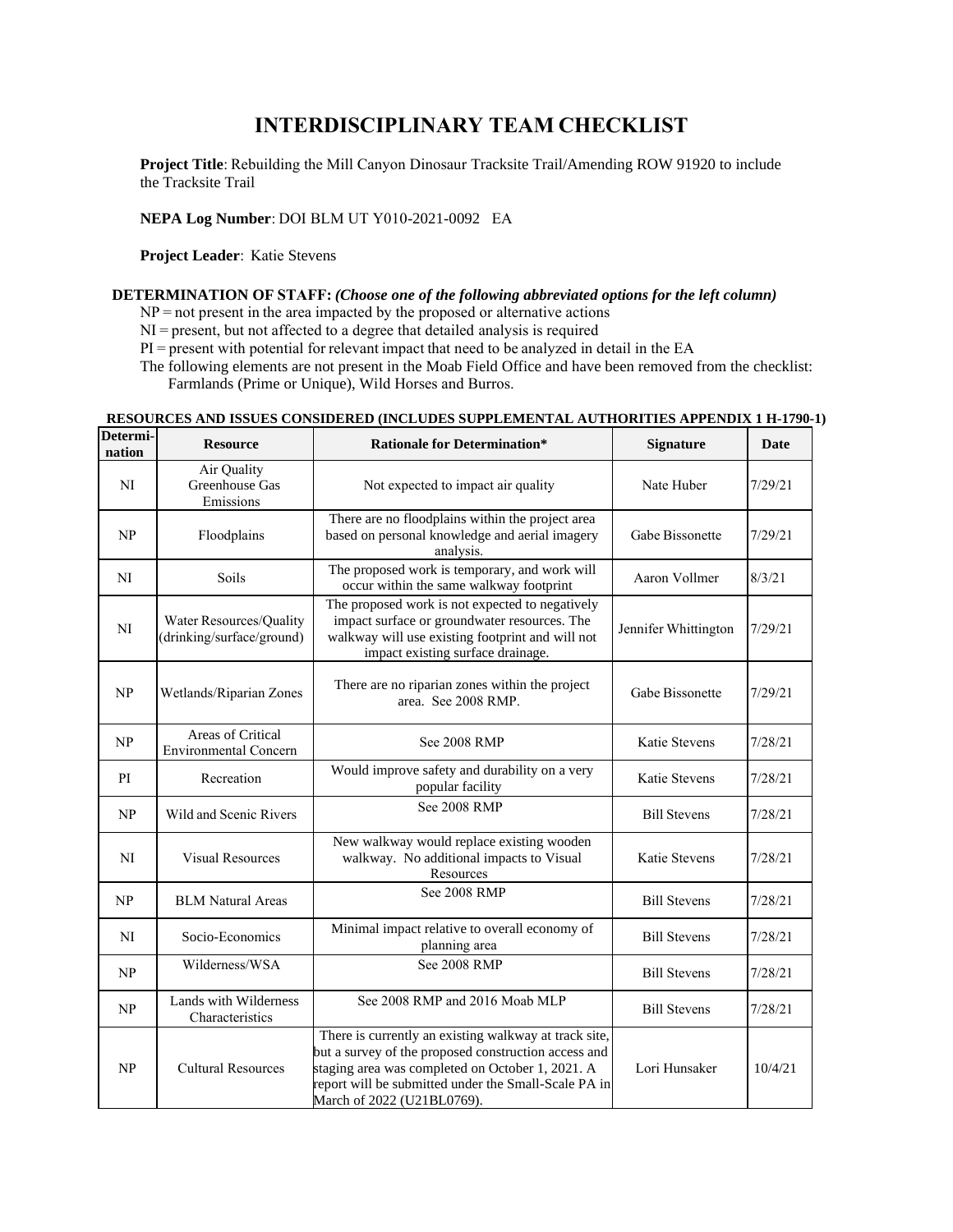# INTERDISCIPLINARY TEAM CHECKLIST

**Project Title**: Rebuilding the Mill Canyon Dinosaur Tracksite Trail/Amending ROW 91920 to include the Tracksite Trail

**NEPA Log Number**: DOI BLM UT Y010-2021-0092 EA

**Project Leader**: Katie Stevens

**DETERMINATION OF STAFF:** ***(Choose one of the following abbreviated options for the left column)***

NP = not present in the area impacted by the proposed or alternative actions
NI = present, but not affected to a degree that detailed analysis is required
PI = present with potential for relevant impact that need to be analyzed in detail in the EA
The following elements are not present in the Moab Field Office and have been removed from the checklist: Farmlands (Prime or Unique), Wild Horses and Burros.

**RESOURCES AND ISSUES CONSIDERED (INCLUDES SUPPLEMENTAL AUTHORITIES APPENDIX 1 H-1790-1)**

| Determination | Resource | Rationale for Determination* | Signature | Date |
|---|---|---|---|---|
| NI | Air Quality Greenhouse Gas Emissions | Not expected to impact air quality | Nate Huber | 7/29/21 |
| NP | Floodplains | There are no floodplains within the project area based on personal knowledge and aerial imagery analysis. | Gabe Bissonette | 7/29/21 |
| NI | Soils | The proposed work is temporary, and work will occur within the same walkway footprint | Aaron Vollmer | 8/3/21 |
| NI | Water Resources/Quality (drinking/surface/ground) | The proposed work is not expected to negatively impact surface or groundwater resources. The walkway will use existing footprint and will not impact existing surface drainage. | Jennifer Whittington | 7/29/21 |
| NP | Wetlands/Riparian Zones | There are no riparian zones within the project area. See 2008 RMP. | Gabe Bissonette | 7/29/21 |
| NP | Areas of Critical Environmental Concern | See 2008 RMP | Katie Stevens | 7/28/21 |
| PI | Recreation | Would improve safety and durability on a very popular facility | Katie Stevens | 7/28/21 |
| NP | Wild and Scenic Rivers | See 2008 RMP | Bill Stevens | 7/28/21 |
| NI | Visual Resources | New walkway would replace existing wooden walkway. No additional impacts to Visual Resources | Katie Stevens | 7/28/21 |
| NP | BLM Natural Areas | See 2008 RMP | Bill Stevens | 7/28/21 |
| NI | Socio-Economics | Minimal impact relative to overall economy of planning area | Bill Stevens | 7/28/21 |
| NP | Wilderness/WSA | See 2008 RMP | Bill Stevens | 7/28/21 |
| NP | Lands with Wilderness Characteristics | See 2008 RMP and 2016 Moab MLP | Bill Stevens | 7/28/21 |
| NP | Cultural Resources | There is currently an existing walkway at track site, but a survey of the proposed construction access and staging area was completed on October 1, 2021. A report will be submitted under the Small-Scale PA in March of 2022 (U21BL0769). | Lori Hunsaker | 10/4/21 |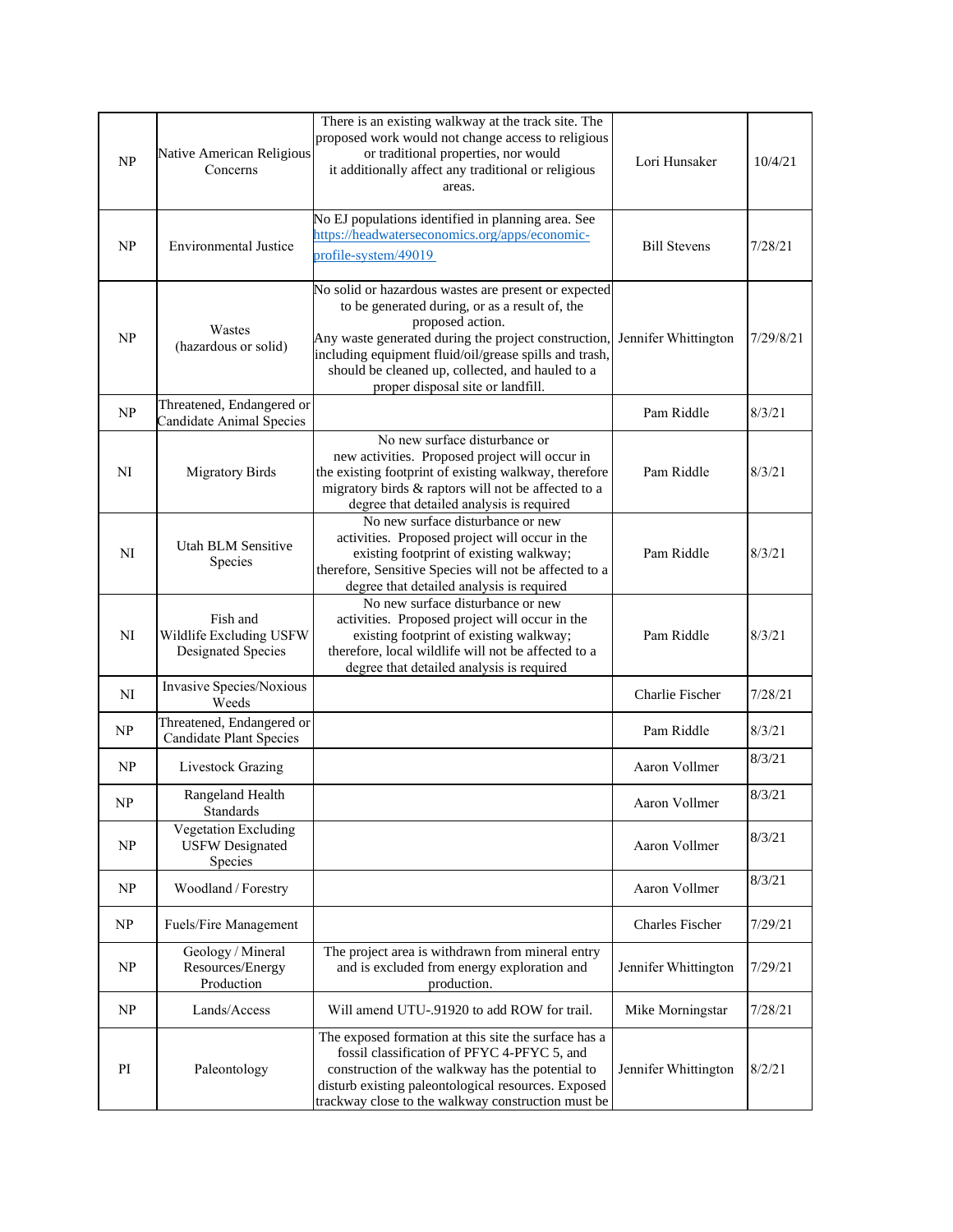| NP | Native American Religious Concerns | There is an existing walkway at the track site. The proposed work would not change access to religious or traditional properties, nor would it additionally affect any traditional or religious areas. | Lori Hunsaker | 10/4/21 |
|---|---|---|---|---|
| NP | Environmental Justice | No EJ populations identified in planning area. See https://headwaterseconomics.org/apps/economic-profile-system/49019 | Bill Stevens | 7/28/21 |
| NP | Wastes (hazardous or solid) | No solid or hazardous wastes are present or expected to be generated during, or as a result of, the proposed action. Any waste generated during the project construction, including equipment fluid/oil/grease spills and trash, should be cleaned up, collected, and hauled to a proper disposal site or landfill. | Jennifer Whittington | 7/29/8/21 |
| NP | Threatened, Endangered or Candidate Animal Species | | Pam Riddle | 8/3/21 |
| NI | Migratory Birds | No new surface disturbance or new activities. Proposed project will occur in the existing footprint of existing walkway, therefore migratory birds & raptors will not be affected to a degree that detailed analysis is required | Pam Riddle | 8/3/21 |
| NI | Utah BLM Sensitive Species | No new surface disturbance or new activities. Proposed project will occur in the existing footprint of existing walkway; therefore, Sensitive Species will not be affected to a degree that detailed analysis is required | Pam Riddle | 8/3/21 |
| NI | Fish and Wildlife Excluding USFW Designated Species | No new surface disturbance or new activities. Proposed project will occur in the existing footprint of existing walkway; therefore, local wildlife will not be affected to a degree that detailed analysis is required | Pam Riddle | 8/3/21 |
| NI | Invasive Species/Noxious Weeds | | Charlie Fischer | 7/28/21 |
| NP | Threatened, Endangered or Candidate Plant Species | | Pam Riddle | 8/3/21 |
| NP | Livestock Grazing | | Aaron Vollmer | 8/3/21 |
| NP | Rangeland Health Standards | | Aaron Vollmer | 8/3/21 |
| NP | Vegetation Excluding USFW Designated Species | | Aaron Vollmer | 8/3/21 |
| NP | Woodland / Forestry | | Aaron Vollmer | 8/3/21 |
| NP | Fuels/Fire Management | | Charles Fischer | 7/29/21 |
| NP | Geology / Mineral Resources/Energy Production | The project area is withdrawn from mineral entry and is excluded from energy exploration and production. | Jennifer Whittington | 7/29/21 |
| NP | Lands/Access | Will amend UTU-.91920 to add ROW for trail. | Mike Morningstar | 7/28/21 |
| PI | Paleontology | The exposed formation at this site the surface has a fossil classification of PFYC 4-PFYC 5, and construction of the walkway has the potential to disturb existing paleontological resources. Exposed trackway close to the walkway construction must be | Jennifer Whittington | 8/2/21 |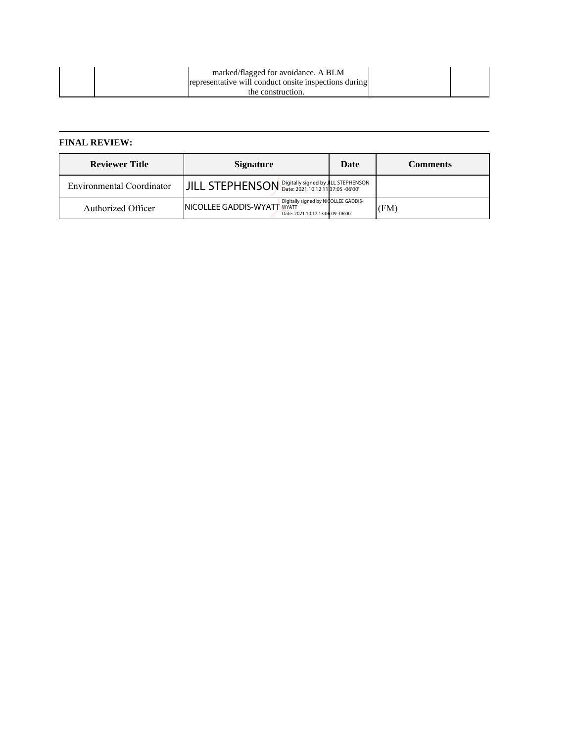| | | marked/flagged for avoidance. A BLM representative will conduct onsite inspections during the construction. | | |
|---|---|---|---|---|

---

**FINAL REVIEW:**

| Reviewer Title | Signature | Date | Comments |
|---|---|---|---|
| Environmental Coordinator | JILL STEPHENSON Digitally signed by JILL STEPHENSON Date: 2021.10.12 11:37:05 -06'00' | | |
| Authorized Officer | NICOLLEE GADDIS-WYATT Digitally signed by NICOLLEE GADDIS-WYATT Date: 2021.10.12 13:06:09 -06'00' | | (FM) |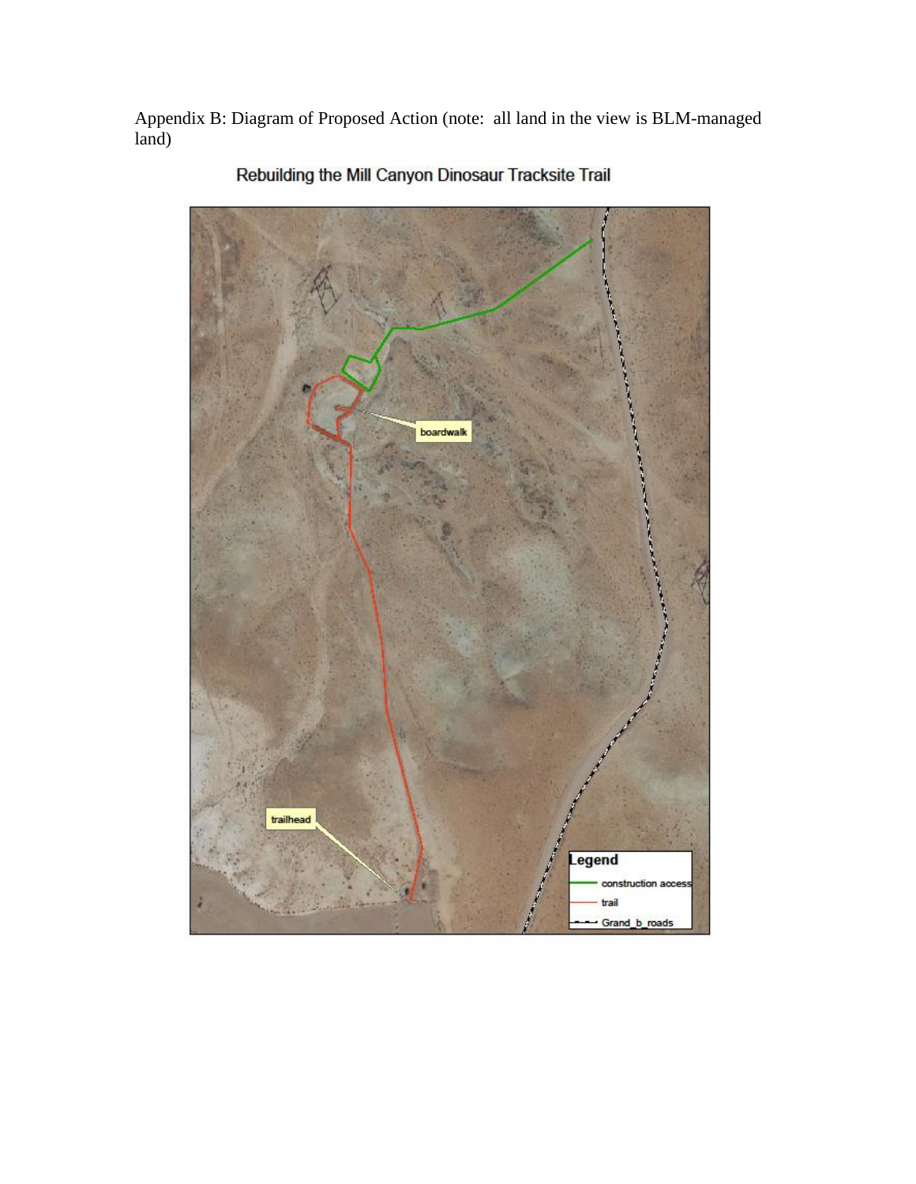Appendix B: Diagram of Proposed Action (note: all land in the view is BLM-managed land)

Rebuilding the Mill Canyon Dinosaur Tracksite Trail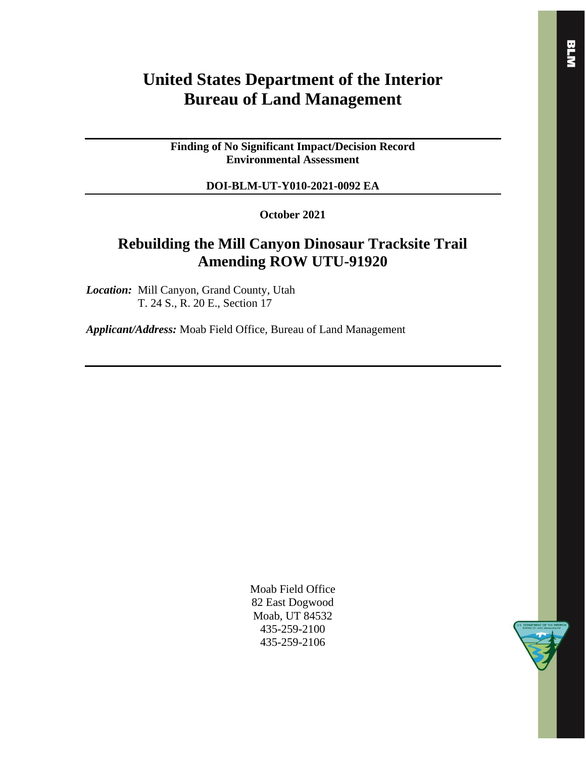# United States Department of the Interior
# Bureau of Land Management

**Finding of No Significant Impact/Decision Record**
**Environmental Assessment**

**DOI-BLM-UT-Y010-2021-0092 EA**

**October 2021**

## Rebuilding the Mill Canyon Dinosaur Tracksite Trail
## Amending ROW UTU-91920

***Location:*** Mill Canyon, Grand County, Utah
T. 24 S., R. 20 E., Section 17

***Applicant/Address:*** Moab Field Office, Bureau of Land Management

Moab Field Office
82 East Dogwood
Moab, UT 84532
435-259-2100
435-259-2106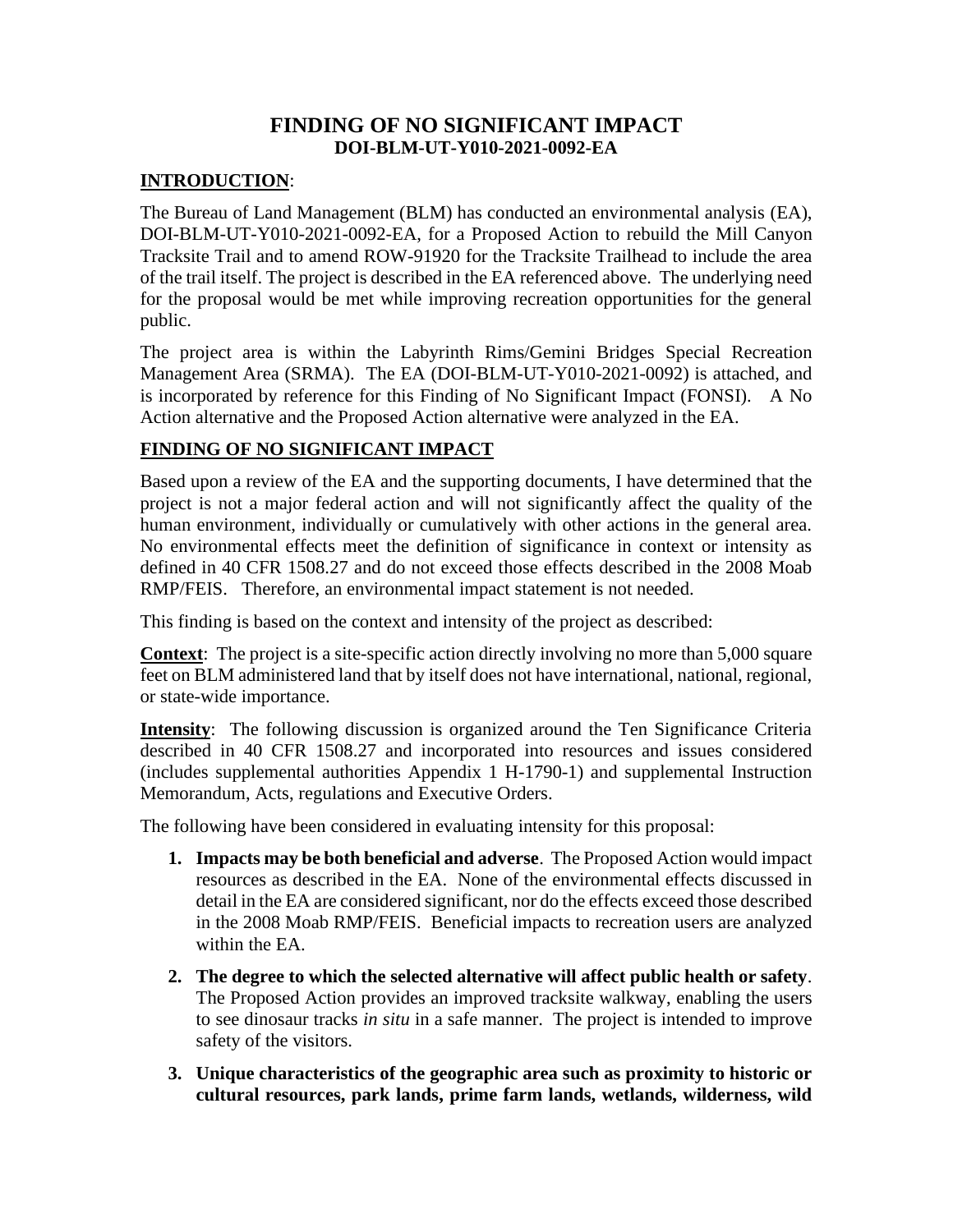# FINDING OF NO SIGNIFICANT IMPACT

## DOI-BLM-UT-Y010-2021-0092-EA

**INTRODUCTION**:

The Bureau of Land Management (BLM) has conducted an environmental analysis (EA), DOI-BLM-UT-Y010-2021-0092-EA, for a Proposed Action to rebuild the Mill Canyon Tracksite Trail and to amend ROW-91920 for the Tracksite Trailhead to include the area of the trail itself. The project is described in the EA referenced above. The underlying need for the proposal would be met while improving recreation opportunities for the general public.

The project area is within the Labyrinth Rims/Gemini Bridges Special Recreation Management Area (SRMA). The EA (DOI-BLM-UT-Y010-2021-0092) is attached, and is incorporated by reference for this Finding of No Significant Impact (FONSI). A No Action alternative and the Proposed Action alternative were analyzed in the EA.

**FINDING OF NO SIGNIFICANT IMPACT**

Based upon a review of the EA and the supporting documents, I have determined that the project is not a major federal action and will not significantly affect the quality of the human environment, individually or cumulatively with other actions in the general area. No environmental effects meet the definition of significance in context or intensity as defined in 40 CFR 1508.27 and do not exceed those effects described in the 2008 Moab RMP/FEIS. Therefore, an environmental impact statement is not needed.

This finding is based on the context and intensity of the project as described:

**Context**: The project is a site-specific action directly involving no more than 5,000 square feet on BLM administered land that by itself does not have international, national, regional, or state-wide importance.

**Intensity**: The following discussion is organized around the Ten Significance Criteria described in 40 CFR 1508.27 and incorporated into resources and issues considered (includes supplemental authorities Appendix 1 H-1790-1) and supplemental Instruction Memorandum, Acts, regulations and Executive Orders.

The following have been considered in evaluating intensity for this proposal:

1. **Impacts may be both beneficial and adverse**. The Proposed Action would impact resources as described in the EA. None of the environmental effects discussed in detail in the EA are considered significant, nor do the effects exceed those described in the 2008 Moab RMP/FEIS. Beneficial impacts to recreation users are analyzed within the EA.
2. **The degree to which the selected alternative will affect public health or safety**. The Proposed Action provides an improved tracksite walkway, enabling the users to see dinosaur tracks *in situ* in a safe manner. The project is intended to improve safety of the visitors.
3. **Unique characteristics of the geographic area such as proximity to historic or cultural resources, park lands, prime farm lands, wetlands, wilderness, wild**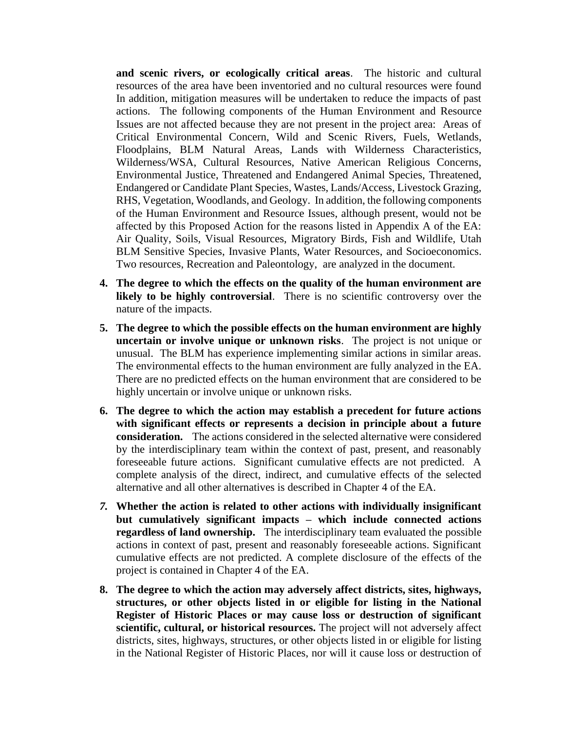**and scenic rivers, or ecologically critical areas**. The historic and cultural resources of the area have been inventoried and no cultural resources were found In addition, mitigation measures will be undertaken to reduce the impacts of past actions. The following components of the Human Environment and Resource Issues are not affected because they are not present in the project area: Areas of Critical Environmental Concern, Wild and Scenic Rivers, Fuels, Wetlands, Floodplains, BLM Natural Areas, Lands with Wilderness Characteristics, Wilderness/WSA, Cultural Resources, Native American Religious Concerns, Environmental Justice, Threatened and Endangered Animal Species, Threatened, Endangered or Candidate Plant Species, Wastes, Lands/Access, Livestock Grazing, RHS, Vegetation, Woodlands, and Geology. In addition, the following components of the Human Environment and Resource Issues, although present, would not be affected by this Proposed Action for the reasons listed in Appendix A of the EA: Air Quality, Soils, Visual Resources, Migratory Birds, Fish and Wildlife, Utah BLM Sensitive Species, Invasive Plants, Water Resources, and Socioeconomics. Two resources, Recreation and Paleontology, are analyzed in the document.

4. **The degree to which the effects on the quality of the human environment are likely to be highly controversial**. There is no scientific controversy over the nature of the impacts.

5. **The degree to which the possible effects on the human environment are highly uncertain or involve unique or unknown risks**. The project is not unique or unusual. The BLM has experience implementing similar actions in similar areas. The environmental effects to the human environment are fully analyzed in the EA. There are no predicted effects on the human environment that are considered to be highly uncertain or involve unique or unknown risks.

6. **The degree to which the action may establish a precedent for future actions with significant effects or represents a decision in principle about a future consideration.** The actions considered in the selected alternative were considered by the interdisciplinary team within the context of past, present, and reasonably foreseeable future actions. Significant cumulative effects are not predicted. A complete analysis of the direct, indirect, and cumulative effects of the selected alternative and all other alternatives is described in Chapter 4 of the EA.

7. **Whether the action is related to other actions with individually insignificant but cumulatively significant impacts – which include connected actions regardless of land ownership.** The interdisciplinary team evaluated the possible actions in context of past, present and reasonably foreseeable actions. Significant cumulative effects are not predicted. A complete disclosure of the effects of the project is contained in Chapter 4 of the EA.

8. **The degree to which the action may adversely affect districts, sites, highways, structures, or other objects listed in or eligible for listing in the National Register of Historic Places or may cause loss or destruction of significant scientific, cultural, or historical resources.** The project will not adversely affect districts, sites, highways, structures, or other objects listed in or eligible for listing in the National Register of Historic Places, nor will it cause loss or destruction of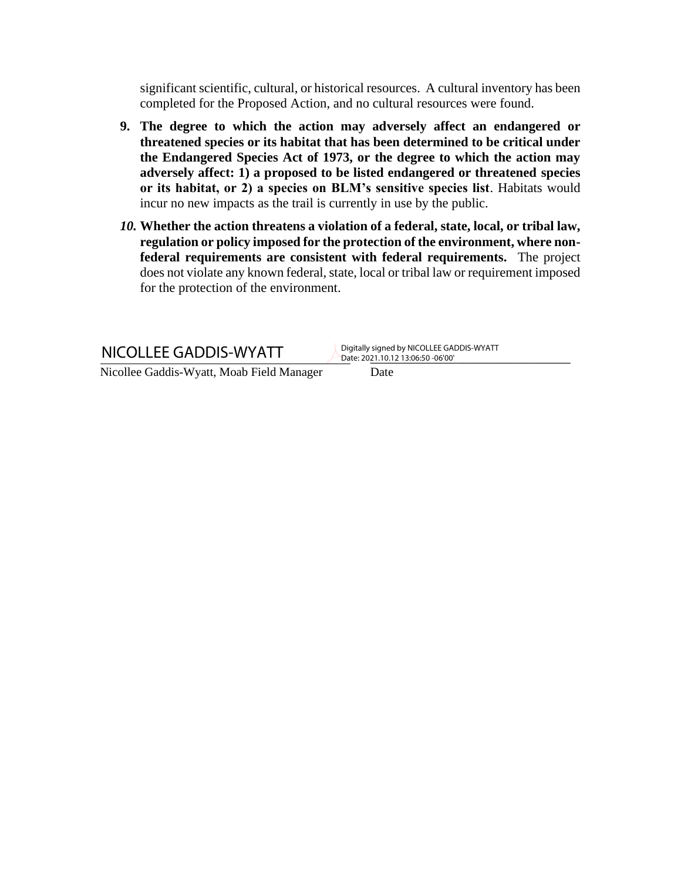significant scientific, cultural, or historical resources. A cultural inventory has been completed for the Proposed Action, and no cultural resources were found.

9. **The degree to which the action may adversely affect an endangered or threatened species or its habitat that has been determined to be critical under the Endangered Species Act of 1973, or the degree to which the action may adversely affect: 1) a proposed to be listed endangered or threatened species or its habitat, or 2) a species on BLM's sensitive species list**. Habitats would incur no new impacts as the trail is currently in use by the public.

10. **Whether the action threatens a violation of a federal, state, local, or tribal law, regulation or policy imposed for the protection of the environment, where non-federal requirements are consistent with federal requirements.** The project does not violate any known federal, state, local or tribal law or requirement imposed for the protection of the environment.

NICOLLEE GADDIS-WYATT
Digitally signed by NICOLLEE GADDIS-WYATT
Date: 2021.10.12 13:06:50 -06'00'

Nicollee Gaddis-Wyatt, Moab Field Manager Date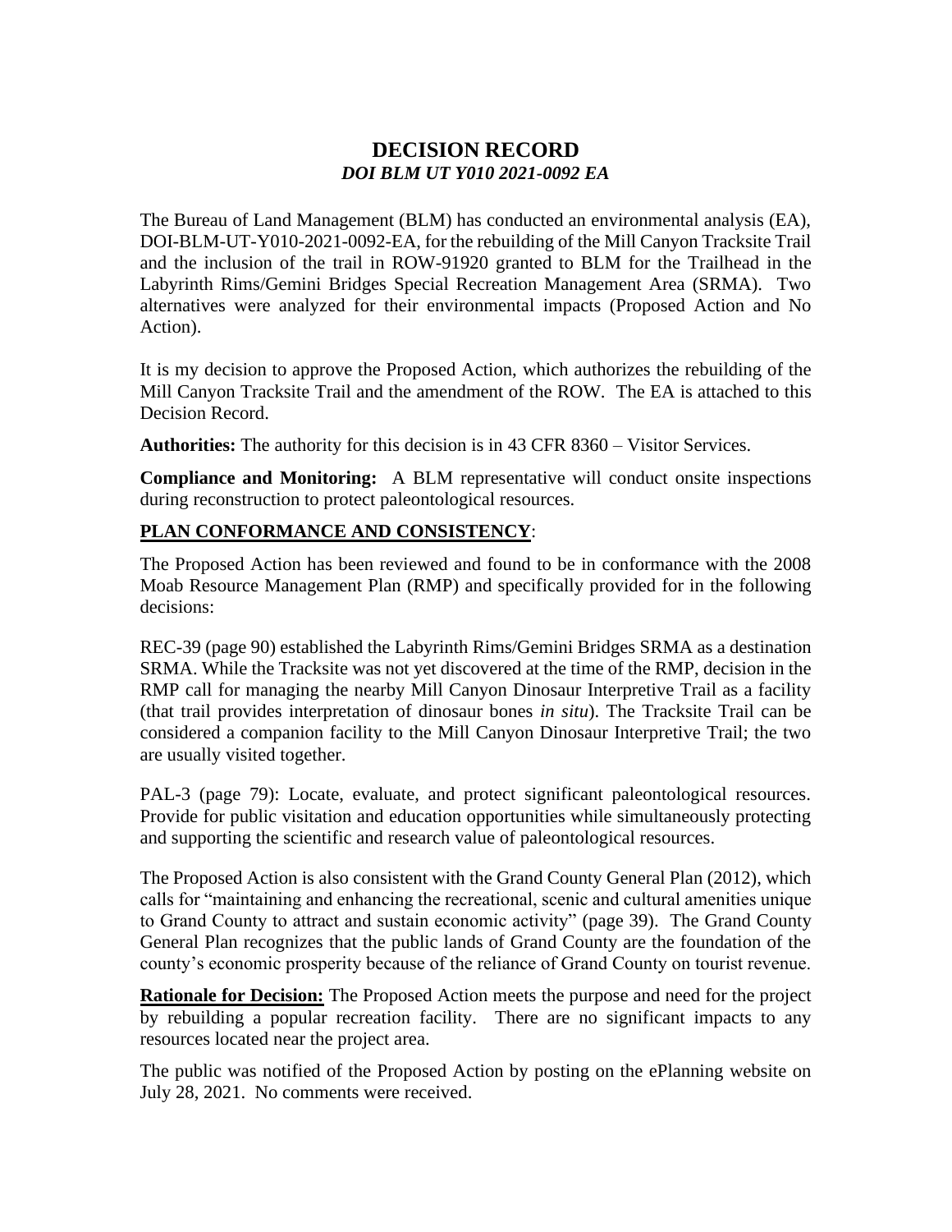# DECISION RECORD

## *DOI BLM UT Y010 2021-0092 EA*

The Bureau of Land Management (BLM) has conducted an environmental analysis (EA), DOI-BLM-UT-Y010-2021-0092-EA, for the rebuilding of the Mill Canyon Tracksite Trail and the inclusion of the trail in ROW-91920 granted to BLM for the Trailhead in the Labyrinth Rims/Gemini Bridges Special Recreation Management Area (SRMA). Two alternatives were analyzed for their environmental impacts (Proposed Action and No Action).

It is my decision to approve the Proposed Action, which authorizes the rebuilding of the Mill Canyon Tracksite Trail and the amendment of the ROW. The EA is attached to this Decision Record.

**Authorities:** The authority for this decision is in 43 CFR 8360 – Visitor Services.

**Compliance and Monitoring:** A BLM representative will conduct onsite inspections during reconstruction to protect paleontological resources.

**PLAN CONFORMANCE AND CONSISTENCY**:

The Proposed Action has been reviewed and found to be in conformance with the 2008 Moab Resource Management Plan (RMP) and specifically provided for in the following decisions:

REC-39 (page 90) established the Labyrinth Rims/Gemini Bridges SRMA as a destination SRMA. While the Tracksite was not yet discovered at the time of the RMP, decision in the RMP call for managing the nearby Mill Canyon Dinosaur Interpretive Trail as a facility (that trail provides interpretation of dinosaur bones *in situ*). The Tracksite Trail can be considered a companion facility to the Mill Canyon Dinosaur Interpretive Trail; the two are usually visited together.

PAL-3 (page 79): Locate, evaluate, and protect significant paleontological resources. Provide for public visitation and education opportunities while simultaneously protecting and supporting the scientific and research value of paleontological resources.

The Proposed Action is also consistent with the Grand County General Plan (2012), which calls for "maintaining and enhancing the recreational, scenic and cultural amenities unique to Grand County to attract and sustain economic activity" (page 39). The Grand County General Plan recognizes that the public lands of Grand County are the foundation of the county's economic prosperity because of the reliance of Grand County on tourist revenue.

**Rationale for Decision:** The Proposed Action meets the purpose and need for the project by rebuilding a popular recreation facility. There are no significant impacts to any resources located near the project area.

The public was notified of the Proposed Action by posting on the ePlanning website on July 28, 2021. No comments were received.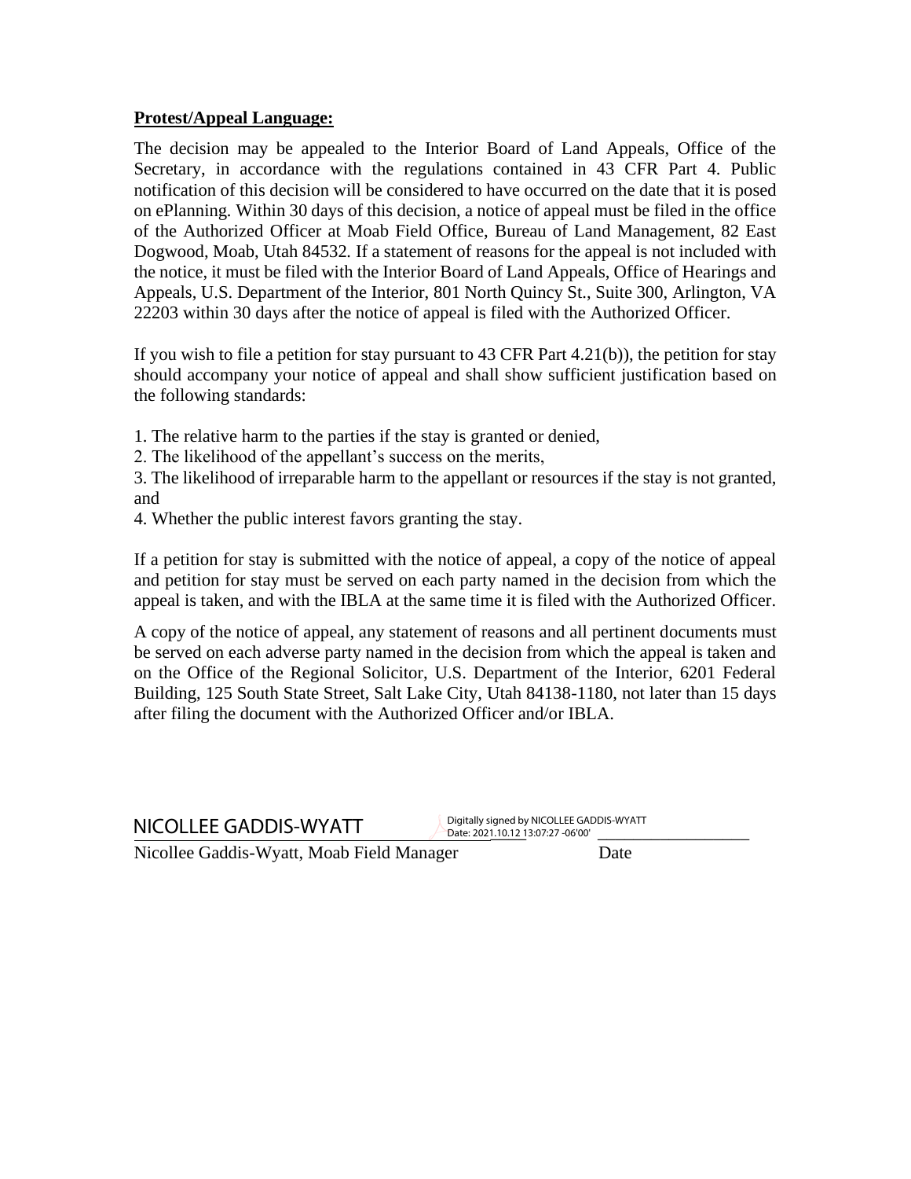**Protest/Appeal Language:**

The decision may be appealed to the Interior Board of Land Appeals, Office of the Secretary, in accordance with the regulations contained in 43 CFR Part 4. Public notification of this decision will be considered to have occurred on the date that it is posed on ePlanning. Within 30 days of this decision, a notice of appeal must be filed in the office of the Authorized Officer at Moab Field Office, Bureau of Land Management, 82 East Dogwood, Moab, Utah 84532. If a statement of reasons for the appeal is not included with the notice, it must be filed with the Interior Board of Land Appeals, Office of Hearings and Appeals, U.S. Department of the Interior, 801 North Quincy St., Suite 300, Arlington, VA 22203 within 30 days after the notice of appeal is filed with the Authorized Officer.

If you wish to file a petition for stay pursuant to 43 CFR Part 4.21(b)), the petition for stay should accompany your notice of appeal and shall show sufficient justification based on the following standards:

1. The relative harm to the parties if the stay is granted or denied,
2. The likelihood of the appellant's success on the merits,
3. The likelihood of irreparable harm to the appellant or resources if the stay is not granted, and
4. Whether the public interest favors granting the stay.

If a petition for stay is submitted with the notice of appeal, a copy of the notice of appeal and petition for stay must be served on each party named in the decision from which the appeal is taken, and with the IBLA at the same time it is filed with the Authorized Officer.

A copy of the notice of appeal, any statement of reasons and all pertinent documents must be served on each adverse party named in the decision from which the appeal is taken and on the Office of the Regional Solicitor, U.S. Department of the Interior, 6201 Federal Building, 125 South State Street, Salt Lake City, Utah 84138-1180, not later than 15 days after filing the document with the Authorized Officer and/or IBLA.

NICOLLEE GADDIS-WYATT Digitally signed by NICOLLEE GADDIS-WYATT Date: 2021.10.12 13:07:27 -06'00'

Nicollee Gaddis-Wyatt, Moab Field Manager Date